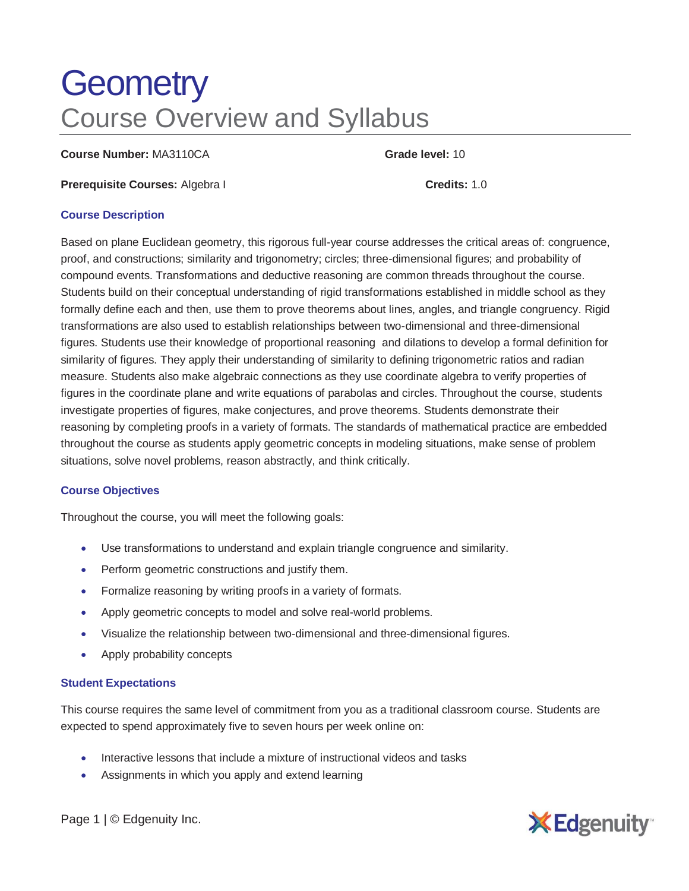# Geometry

## Course Overview and Syllabus

**Course Number:** MA3110CA **Grade level:** 10

**Prerequisite Courses:** Algebra I **Credits:** 1.0

### Course Description

Based on plane Euclidean geometry, this rigorous full-year course addresses the critical areas of: congruence, proof, and constructions; similarity and trigonometry; circles; three-dimensional figures; and probability of compound events. Transformations and deductive reasoning are common threads throughout the course. Students build on their conceptual understanding of rigid transformations established in middle school as they formally define each and then, use them to prove theorems about lines, angles, and triangle congruency. Rigid transformations are also used to establish relationships between two-dimensional and three-dimensional figures. Students use their knowledge of proportional reasoning and dilations to develop a formal definition for similarity of figures. They apply their understanding of similarity to defining trigonometric ratios and radian measure. Students also make algebraic connections as they use coordinate algebra to verify properties of figures in the coordinate plane and write equations of parabolas and circles. Throughout the course, students investigate properties of figures, make conjectures, and prove theorems. Students demonstrate their reasoning by completing proofs in a variety of formats. The standards of mathematical practice are embedded throughout the course as students apply geometric concepts in modeling situations, make sense of problem situations, solve novel problems, reason abstractly, and think critically.

### Course Objectives

Throughout the course, you will meet the following goals:

- Use transformations to understand and explain triangle congruence and similarity.
- Perform geometric constructions and justify them.
- Formalize reasoning by writing proofs in a variety of formats.
- Apply geometric concepts to model and solve real-world problems.
- Visualize the relationship between two-dimensional and three-dimensional figures.
- Apply probability concepts

### Student Expectations

This course requires the same level of commitment from you as a traditional classroom course. Students are expected to spend approximately five to seven hours per week online on:

- Interactive lessons that include a mixture of instructional videos and tasks
- Assignments in which you apply and extend learning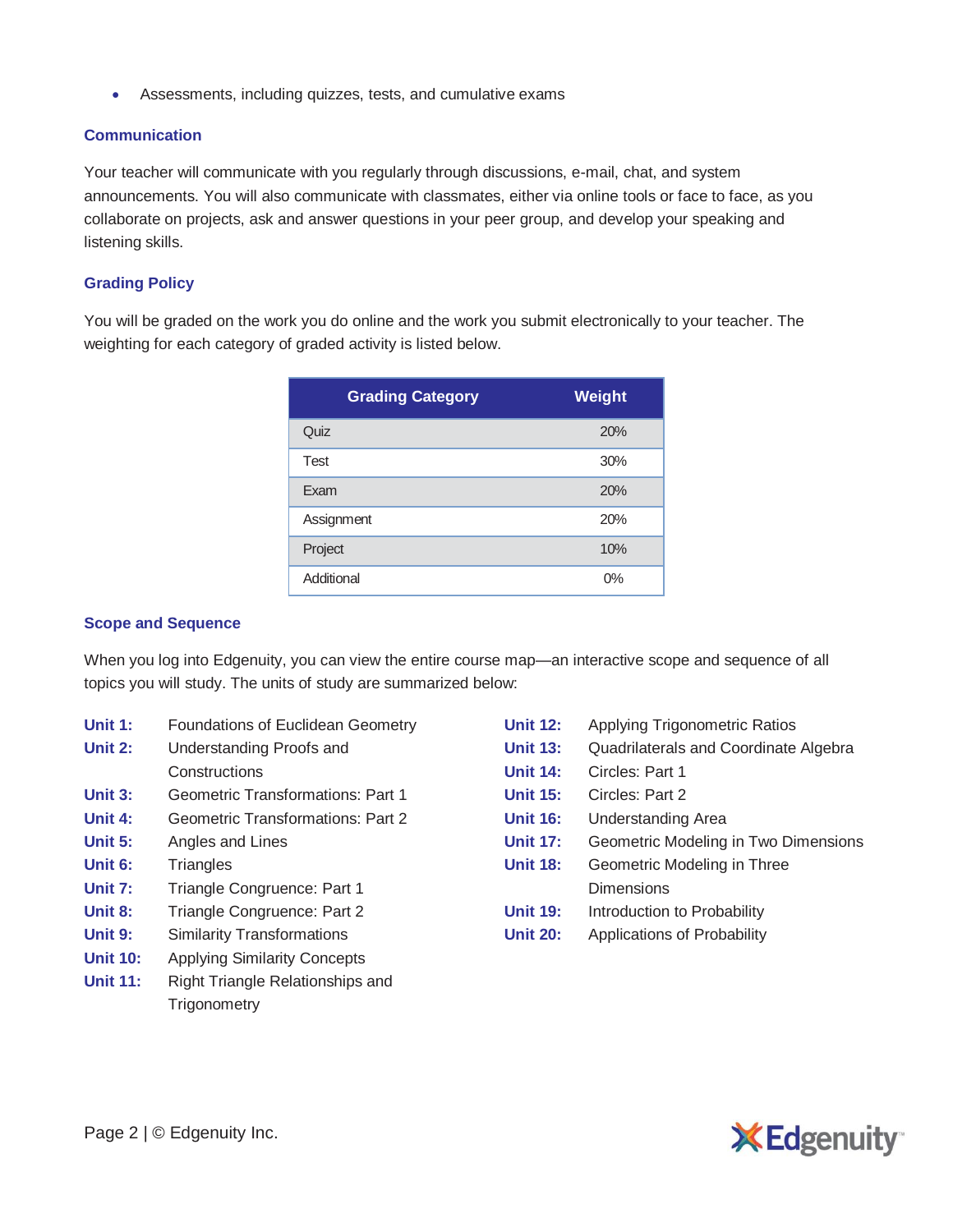- Assessments, including quizzes, tests, and cumulative exams

### Communication

Your teacher will communicate with you regularly through discussions, e-mail, chat, and system announcements. You will also communicate with classmates, either via online tools or face to face, as you collaborate on projects, ask and answer questions in your peer group, and develop your speaking and listening skills.

### Grading Policy

You will be graded on the work you do online and the work you submit electronically to your teacher. The weighting for each category of graded activity is listed below.

| Grading Category | Weight |
|---|---|
| Quiz | 20% |
| Test | 30% |
| Exam | 20% |
| Assignment | 20% |
| Project | 10% |
| Additional | 0% |

### Scope and Sequence

When you log into Edgenuity, you can view the entire course map—an interactive scope and sequence of all topics you will study. The units of study are summarized below:

**Unit 1:** Foundations of Euclidean Geometry
**Unit 2:** Understanding Proofs and Constructions
**Unit 3:** Geometric Transformations: Part 1
**Unit 4:** Geometric Transformations: Part 2
**Unit 5:** Angles and Lines
**Unit 6:** Triangles
**Unit 7:** Triangle Congruence: Part 1
**Unit 8:** Triangle Congruence: Part 2
**Unit 9:** Similarity Transformations
**Unit 10:** Applying Similarity Concepts
**Unit 11:** Right Triangle Relationships and Trigonometry
**Unit 12:** Applying Trigonometric Ratios
**Unit 13:** Quadrilaterals and Coordinate Algebra
**Unit 14:** Circles: Part 1
**Unit 15:** Circles: Part 2
**Unit 16:** Understanding Area
**Unit 17:** Geometric Modeling in Two Dimensions
**Unit 18:** Geometric Modeling in Three Dimensions
**Unit 19:** Introduction to Probability
**Unit 20:** Applications of Probability